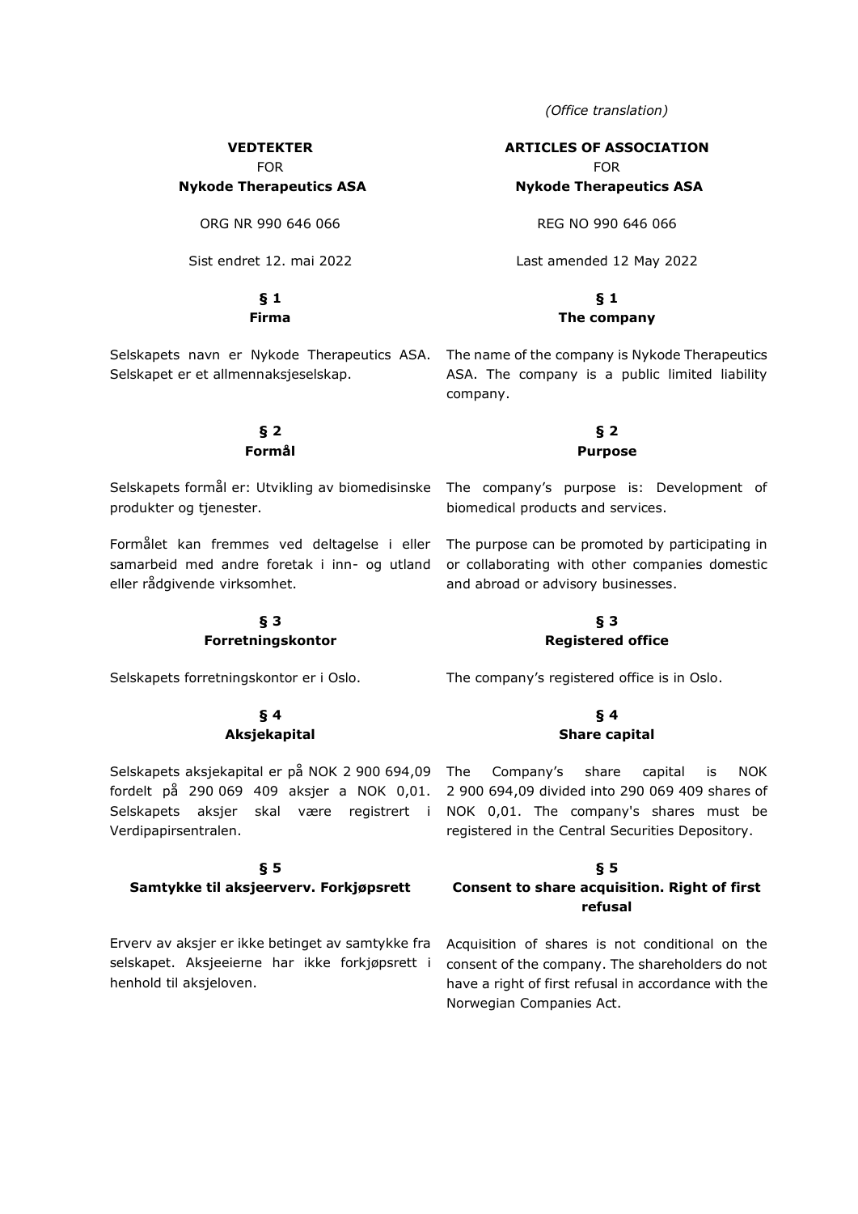*(Office translation)*

| **VEDTEKTER** | **ARTICLES OF ASSOCIATION** |
|---|---|
| FOR | FOR |
| **Nykode Therapeutics ASA** | **Nykode Therapeutics ASA** |
| ORG NR 990 646 066 | REG NO 990 646 066 |
| Sist endret 12. mai 2022 | Last amended 12 May 2022 |
| **§ 1 Firma** | **§ 1 The company** |
| Selskapets navn er Nykode Therapeutics ASA. Selskapet er et allmennaksjeselskap. | The name of the company is Nykode Therapeutics ASA. The company is a public limited liability company. |
| **§ 2 Formål** | **§ 2 Purpose** |
| Selskapets formål er: Utvikling av biomedisinske produkter og tjenester. | The company's purpose is: Development of biomedical products and services. |
| Formålet kan fremmes ved deltagelse i eller samarbeid med andre foretak i inn- og utland eller rådgivende virksomhet. | The purpose can be promoted by participating in or collaborating with other companies domestic and abroad or advisory businesses. |
| **§ 3 Forretningskontor** | **§ 3 Registered office** |
| Selskapets forretningskontor er i Oslo. | The company's registered office is in Oslo. |
| **§ 4 Aksjekapital** | **§ 4 Share capital** |
| Selskapets aksjekapital er på NOK 2 900 694,09 fordelt på 290 069 409 aksjer a NOK 0,01. Selskapets aksjer skal være registrert i Verdipapirsentralen. | The Company's share capital is NOK 2 900 694,09 divided into 290 069 409 shares of NOK 0,01. The company's shares must be registered in the Central Securities Depository. |
| **§ 5 Samtykke til aksjeerverv. Forkjøpsrett** | **§ 5 Consent to share acquisition. Right of first refusal** |
| Erverv av aksjer er ikke betinget av samtykke fra selskapet. Aksjeeierne har ikke forkjøpsrett i henhold til aksjeloven. | Acquisition of shares is not conditional on the consent of the company. The shareholders do not have a right of first refusal in accordance with the Norwegian Companies Act. |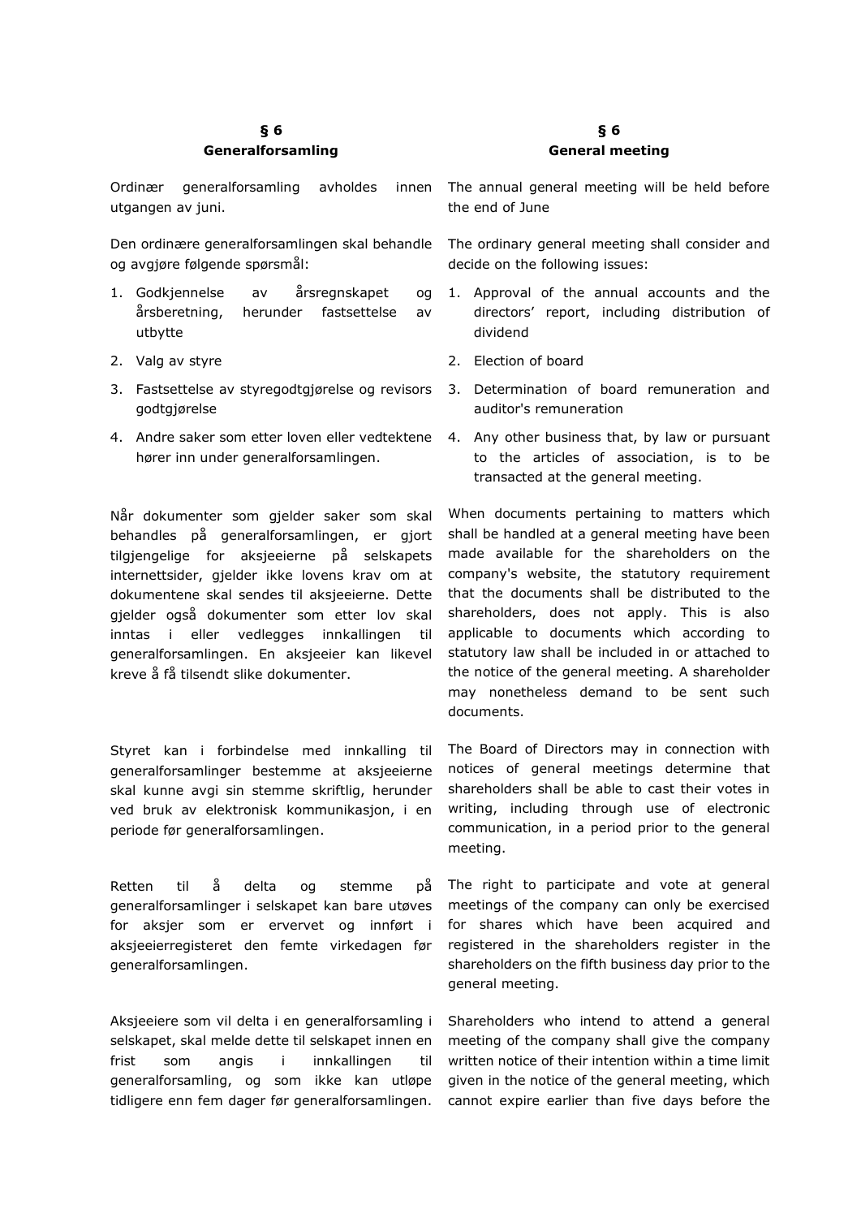**§ 6**
**Generalforsamling**

Ordinær generalforsamling avholdes innen utgangen av juni.

Den ordinære generalforsamlingen skal behandle og avgjøre følgende spørsmål:

1. Godkjennelse av årsregnskapet og årsberetning, herunder fastsettelse av utbytte
2. Valg av styre
3. Fastsettelse av styregodtgjørelse og revisors godtgjørelse
4. Andre saker som etter loven eller vedtektene hører inn under generalforsamlingen.

Når dokumenter som gjelder saker som skal behandles på generalforsamlingen, er gjort tilgjengelige for aksjeeierne på selskapets internettsider, gjelder ikke lovens krav om at dokumentene skal sendes til aksjeeierne. Dette gjelder også dokumenter som etter lov skal inntas i eller vedlegges innkallingen til generalforsamlingen. En aksjeeier kan likevel kreve å få tilsendt slike dokumenter.

Styret kan i forbindelse med innkalling til generalforsamlinger bestemme at aksjeeierne skal kunne avgi sin stemme skriftlig, herunder ved bruk av elektronisk kommunikasjon, i en periode før generalforsamlingen.

Retten til å delta og stemme på generalforsamlinger i selskapet kan bare utøves for aksjer som er ervervet og innført i aksjeeierregisteret den femte virkedagen før generalforsamlingen.

Aksjeeiere som vil delta i en generalforsamling i selskapet, skal melde dette til selskapet innen en frist som angis i innkallingen til generalforsamling, og som ikke kan utløpe tidligere enn fem dager før generalforsamlingen.

**§ 6**
**General meeting**

The annual general meeting will be held before the end of June

The ordinary general meeting shall consider and decide on the following issues:

1. Approval of the annual accounts and the directors' report, including distribution of dividend
2. Election of board
3. Determination of board remuneration and auditor's remuneration
4. Any other business that, by law or pursuant to the articles of association, is to be transacted at the general meeting.

When documents pertaining to matters which shall be handled at a general meeting have been made available for the shareholders on the company's website, the statutory requirement that the documents shall be distributed to the shareholders, does not apply. This is also applicable to documents which according to statutory law shall be included in or attached to the notice of the general meeting. A shareholder may nonetheless demand to be sent such documents.

The Board of Directors may in connection with notices of general meetings determine that shareholders shall be able to cast their votes in writing, including through use of electronic communication, in a period prior to the general meeting.

The right to participate and vote at general meetings of the company can only be exercised for shares which have been acquired and registered in the shareholders register in the shareholders on the fifth business day prior to the general meeting.

Shareholders who intend to attend a general meeting of the company shall give the company written notice of their intention within a time limit given in the notice of the general meeting, which cannot expire earlier than five days before the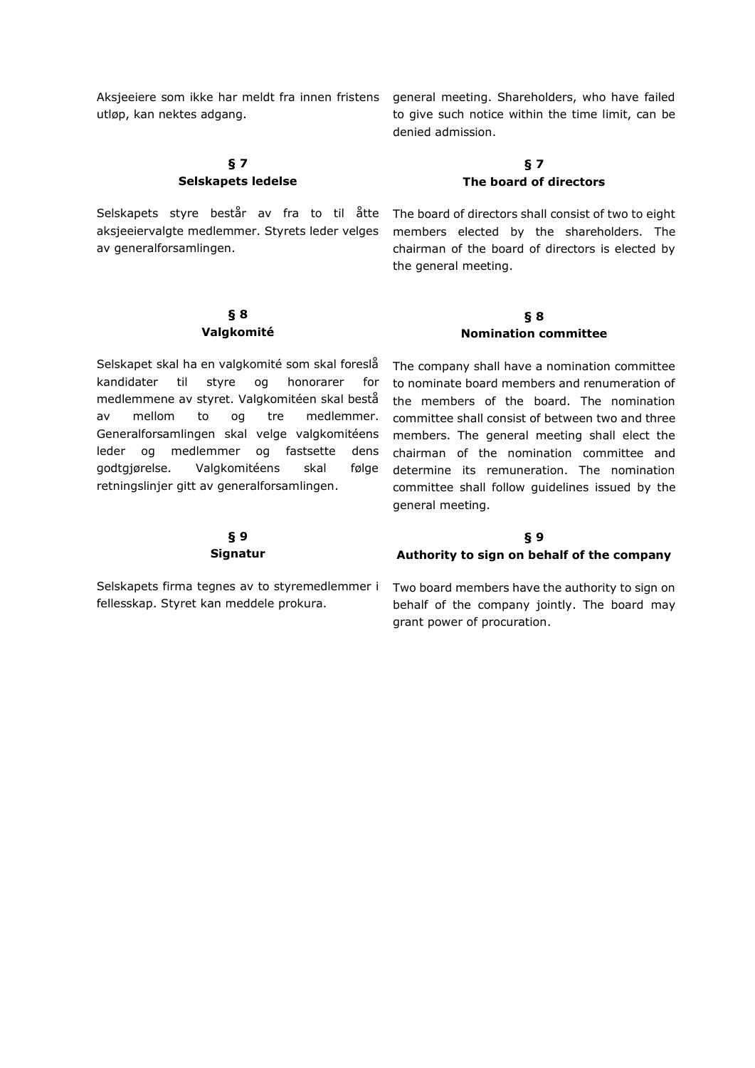Aksjeeiere som ikke har meldt fra innen fristens utløp, kan nektes adgang.

general meeting. Shareholders, who have failed to give such notice within the time limit, can be denied admission.

**§ 7**
**Selskapets ledelse**

Selskapets styre består av fra to til åtte aksjeeiervalgte medlemmer. Styrets leder velges av generalforsamlingen.

**§ 7**
**The board of directors**

The board of directors shall consist of two to eight members elected by the shareholders. The chairman of the board of directors is elected by the general meeting.

**§ 8**
**Valgkomité**

Selskapet skal ha en valgkomité som skal foreslå kandidater til styre og honorarer for medlemmene av styret. Valgkomitéen skal bestå av mellom to og tre medlemmer. Generalforsamlingen skal velge valgkomitéens leder og medlemmer og fastsette dens godtgjørelse. Valgkomitéens skal følge retningslinjer gitt av generalforsamlingen.

**§ 8**
**Nomination committee**

The company shall have a nomination committee to nominate board members and renumeration of the members of the board. The nomination committee shall consist of between two and three members. The general meeting shall elect the chairman of the nomination committee and determine its remuneration. The nomination committee shall follow guidelines issued by the general meeting.

**§ 9**
**Signatur**

Selskapets firma tegnes av to styremedlemmer i fellesskap. Styret kan meddele prokura.

**§ 9**
**Authority to sign on behalf of the company**

Two board members have the authority to sign on behalf of the company jointly. The board may grant power of procuration.